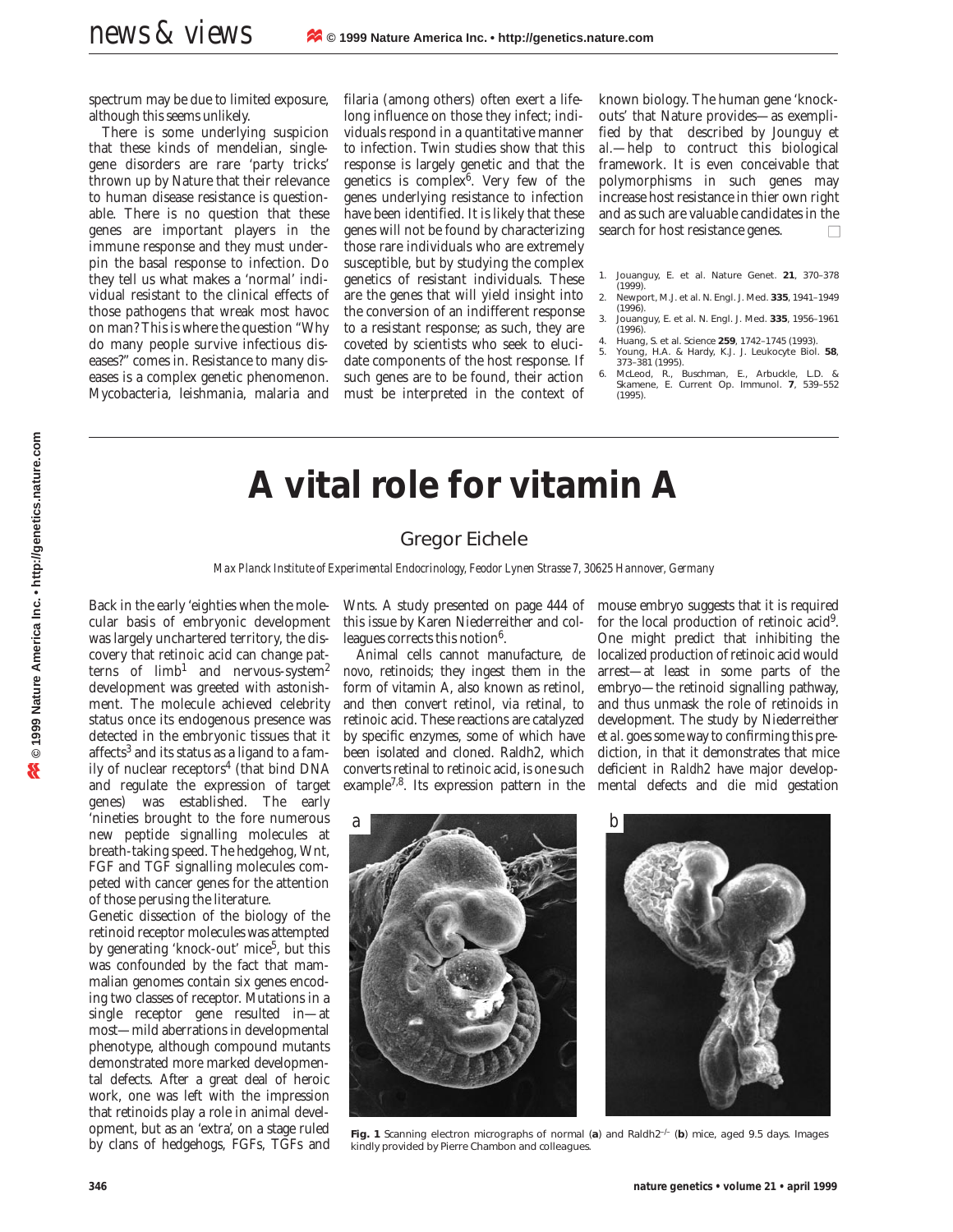spectrum may be due to limited exposure, although this seems unlikely.

There is some underlying suspicion that these kinds of mendelian, single-gene disorders are rare 'party tricks' thrown up by Nature that their relevance to human disease resistance is questionable. There is no question that these genes are important players in the immune response and they must underpin the basal response to infection. Do they tell us what makes a 'normal' individual resistant to the clinical effects of those pathogens that wreak most havoc on man? This is where the question "Why do many people survive infectious diseases?" comes in. Resistance to many diseases is a complex genetic phenomenon. Mycobacteria, leishmania, malaria and filaria (among others) often exert a lifelong influence on those they infect; individuals respond in a quantitative manner to infection. Twin studies show that this response is largely genetic and that the genetics is complex[6]. Very few of the genes underlying resistance to infection have been identified. It is likely that these genes will not be found by characterizing those rare individuals who are extremely susceptible, but by studying the complex genetics of resistant individuals. These are the genes that will yield insight into the conversion of an indifferent response to a resistant response; as such, they are coveted by scientists who seek to elucidate components of the host response. If such genes are to be found, their action must be interpreted in the context of known biology. The human gene 'knockouts' that Nature provides—as exemplified by that described by Jounguy *et al.*—help to contruct this biological framework. It is even conceivable that polymorphisms in such genes may increase host resistance in thier own right and as such are valuable candidates in the search for host resistance genes.

1. Jouanguy, E. et al. Nature Genet. **21**, 370–378 (1999).
2. Newport, M.J. et al. N. Engl. J. Med. **335**, 1941–1949 (1996).
3. Jouanguy, E. et al. N. Engl. J. Med. **335**, 1956–1961 (1996).
4. Huang, S. et al. Science **259**, 1742–1745 (1993).
5. Young, H.A. & Hardy, K.J. J. Leukocyte Biol. **58**, 373–381 (1995).
6. McLeod, R., Buschman, E., Arbuckle, L.D. & Skamene, E. Current Op. Immunol. **7**, 539–552 (1995).

# A vital role for vitamin A

## Gregor Eichele

*Max Planck Institute of Experimental Endocrinology, Feodor Lynen Strasse 7, 30625 Hannover, Germany*

Back in the early 'eighties when the molecular basis of embryonic development was largely unchartered territory, the discovery that retinoic acid can change patterns of limb[1] and nervous-system[2] development was greeted with astonishment. The molecule achieved celebrity status once its endogenous presence was detected in the embryonic tissues that it affects[3] and its status as a ligand to a family of nuclear receptors[4] (that bind DNA and regulate the expression of target genes) was established. The early 'nineties brought to the fore numerous new peptide signalling molecules at breath-taking speed. The hedgehog, Wnt, FGF and TGF signalling molecules competed with cancer genes for the attention of those perusing the literature.

Genetic dissection of the biology of the retinoid receptor molecules was attempted by generating 'knock-out' mice[5], but this was confounded by the fact that mammalian genomes contain six genes encoding two classes of receptor. Mutations in a single receptor gene resulted in—at most—mild aberrations in developmental phenotype, although compound mutants demonstrated more marked developmental defects. After a great deal of heroic work, one was left with the impression that retinoids play a role in animal development, but as an 'extra', on a stage ruled by clans of hedgehogs, FGFs, TGFs and Wnts. A study presented on page 444 of this issue by Karen Niederreither and colleagues corrects this notion[6].

Animal cells cannot manufacture, *de novo*, retinoids; they ingest them in the form of vitamin A, also known as retinol, and then convert retinol, via retinal, to retinoic acid. These reactions are catalyzed by specific enzymes, some of which have been isolated and cloned. Raldh2, which converts retinal to retinoic acid, is one such example[7,8]. Its expression pattern in the mouse embryo suggests that it is required for the local production of retinoic acid[9]. One might predict that inhibiting the localized production of retinoic acid would arrest—at least in some parts of the embryo—the retinoid signalling pathway, and thus unmask the role of retinoids in development. The study by Niederreither *et al.* goes some way to confirming this prediction, in that it demonstrates that mice deficient in *Raldh2* have major developmental defects and die mid gestation

**Fig. 1** Scanning electron micrographs of normal (**a**) and Raldh2$^{-/-}$ (**b**) mice, aged 9.5 days. Images kindly provided by Pierre Chambon and colleagues.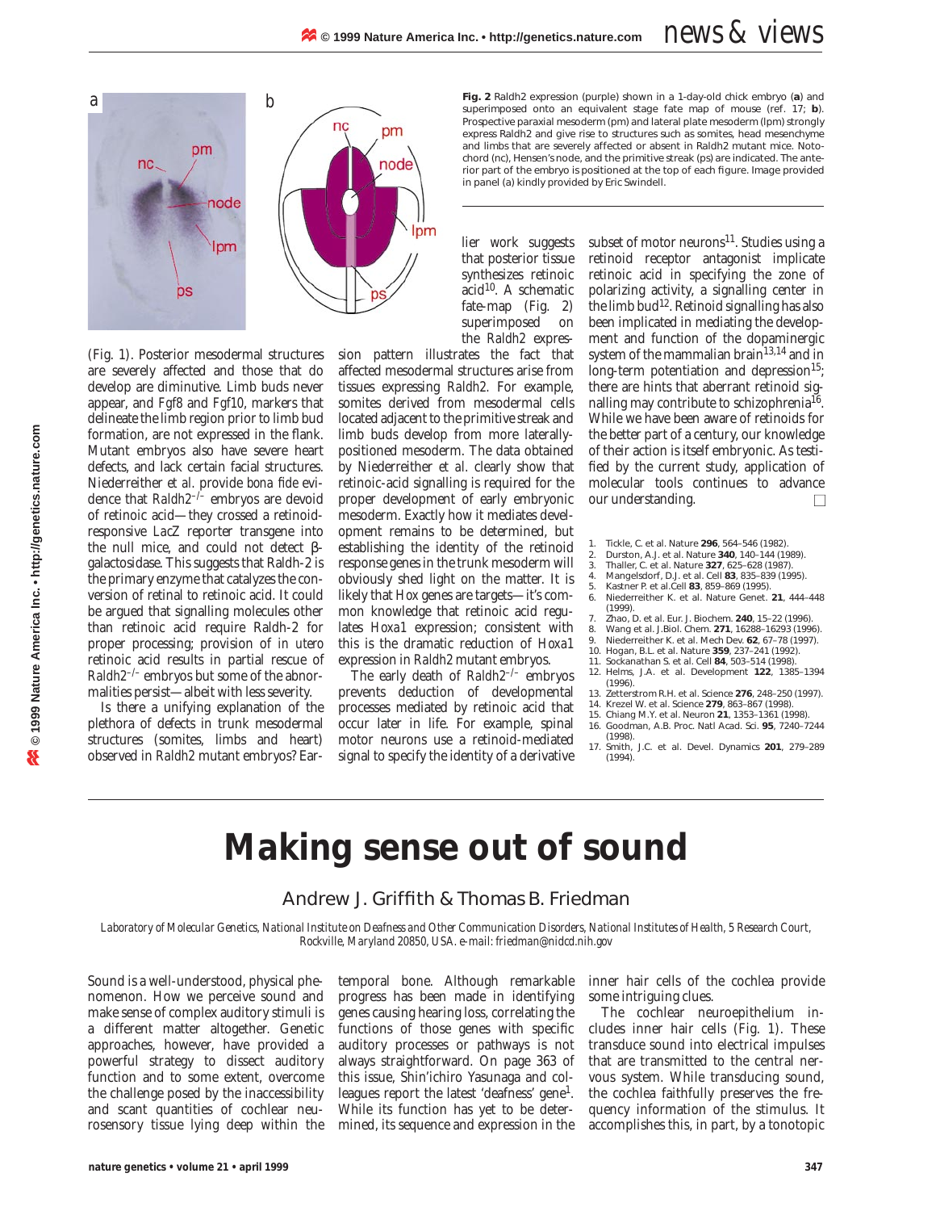a

nc pm node lpm ps

b

nc pm node lpm ps

**Fig. 2** Raldh2 expression (purple) shown in a 1-day-old chick embryo (**a**) and superimposed onto an equivalent stage fate map of mouse (ref. 17; **b**). Prospective paraxial mesoderm (pm) and lateral plate mesoderm (lpm) strongly express Raldh2 and give rise to structures such as somites, head mesenchyme and limbs that are severely affected or absent in Raldh2 mutant mice. Notochord (nc), Hensen's node, and the primitive streak (ps) are indicated. The anterior part of the embryo is positioned at the top of each figure. Image provided in panel (a) kindly provided by Eric Swindell.

(Fig. 1). Posterior mesodermal structures are severely affected and those that do develop are diminutive. Limb buds never appear, and *Fgf8* and *Fgf10*, markers that delineate the limb region prior to limb bud formation, are not expressed in the flank. Mutant embryos also have severe heart defects, and lack certain facial structures. Niederreither *et al.* provide *bona fide* evidence that *Raldh2*$^{-/-}$ embryos are devoid of retinoic acid—they crossed a retinoid-responsive *LacZ* reporter transgene into the null mice, and could not detect β-galactosidase. This suggests that Raldh-2 is the primary enzyme that catalyzes the conversion of retinal to retinoic acid. It could be argued that signalling molecules other than retinoic acid require Raldh-2 for proper processing; provision of *in utero* retinoic acid results in partial rescue of *Raldh2*$^{-/-}$ embryos but some of the abnormalities persist—albeit with less severity.

Is there a unifying explanation of the plethora of defects in trunk mesodermal structures (somites, limbs and heart) observed in *Raldh2* mutant embryos? Earlier work suggests that posterior tissue synthesizes retinoic acid[10]. A schematic fate-map (Fig. 2) superimposed on the *Raldh2* expression pattern illustrates the fact that affected mesodermal structures arise from tissues expressing *Raldh2*. For example, somites derived from mesodermal cells located adjacent to the primitive streak and limb buds develop from more laterally-positioned mesoderm. The data obtained by Niederreither *et al.* clearly show that retinoic-acid signalling is required for the proper development of early embryonic mesoderm. Exactly how it mediates development remains to be determined, but establishing the identity of the retinoid response genes in the trunk mesoderm will obviously shed light on the matter. It is likely that *Hox* genes are targets—it's common knowledge that retinoic acid regulates *Hoxa1* expression; consistent with this is the dramatic reduction of *Hoxa1* expression in *Raldh2* mutant embryos.

The early death of *Raldh2*$^{-/-}$ embryos prevents deduction of developmental processes mediated by retinoic acid that occur later in life. For example, spinal motor neurons use a retinoid-mediated signal to specify the identity of a derivative subset of motor neurons[11]. Studies using a retinoid receptor antagonist implicate retinoic acid in specifying the zone of polarizing activity, a signalling center in the limb bud[12]. Retinoid signalling has also been implicated in mediating the development and function of the dopaminergic system of the mammalian brain[13,14] and in long-term potentiation and depression[15]; there are hints that aberrant retinoid signalling may contribute to schizophrenia[16]. While we have been aware of retinoids for the better part of a century, our knowledge of their action is itself embryonic. As testified by the current study, application of molecular tools continues to advance our understanding.

1. Tickle, C. et al. Nature **296**, 564–546 (1982).
2. Durston, A.J. et al. Nature **340**, 140–144 (1989).
3. Thaller, C. et al. Nature **327**, 625–628 (1987).
4. Mangelsdorf, D.J. et al. Cell **83**, 835–839 (1995).
5. Kastner P. et al.Cell **83**, 859–869 (1995).
6. Niederreither K. et al. Nature Genet. **21**, 444–448 (1999).
7. Zhao, D. et al. Eur. J. Biochem. **240**, 15–22 (1996).
8. Wang et al. J.Biol. Chem. **271**, 16288–16293 (1996).
9. Niederreither K. et al. Mech Dev. **62**, 67–78 (1997).
10. Hogan, B.L. et al. Nature **359**, 237–241 (1992).
11. Sockanathan S. et al. Cell **84**, 503–514 (1998).
12. Helms, J.A. et al. Development **122**, 1385–1394 (1996).
13. Zetterstrom R.H. et al. Science **276**, 248–250 (1997).
14. Krezel W. et al. Science **279**, 863–867 (1998).
15. Chiang M.Y. et al. Neuron **21**, 1353–1361 (1998).
16. Goodman, A.B. Proc. Natl Acad. Sci. **95**, 7240–7244 (1998).
17. Smith, J.C. et al. Devel. Dynamics **201**, 279–289 (1994).

# Making sense out of sound

Andrew J. Griffith & Thomas B. Friedman

*Laboratory of Molecular Genetics, National Institute on Deafness and Other Communication Disorders, National Institutes of Health, 5 Research Court, Rockville, Maryland 20850, USA. e-mail: friedman@nidcd.nih.gov*

Sound is a well-understood, physical phenomenon. How we perceive sound and make sense of complex auditory stimuli is a different matter altogether. Genetic approaches, however, have provided a powerful strategy to dissect auditory function and to some extent, overcome the challenge posed by the inaccessibility and scant quantities of cochlear neurosensory tissue lying deep within the temporal bone. Although remarkable progress has been made in identifying genes causing hearing loss, correlating the functions of those genes with specific auditory processes or pathways is not always straightforward. On page 363 of this issue, Shin'ichiro Yasunaga and colleagues report the latest 'deafness' gene[1]. While its function has yet to be determined, its sequence and expression in the inner hair cells of the cochlea provide some intriguing clues.

The cochlear neuroepithelium includes inner hair cells (Fig. 1). These transduce sound into electrical impulses that are transmitted to the central nervous system. While transducing sound, the cochlea faithfully preserves the frequency information of the stimulus. It accomplishes this, in part, by a tonotopic